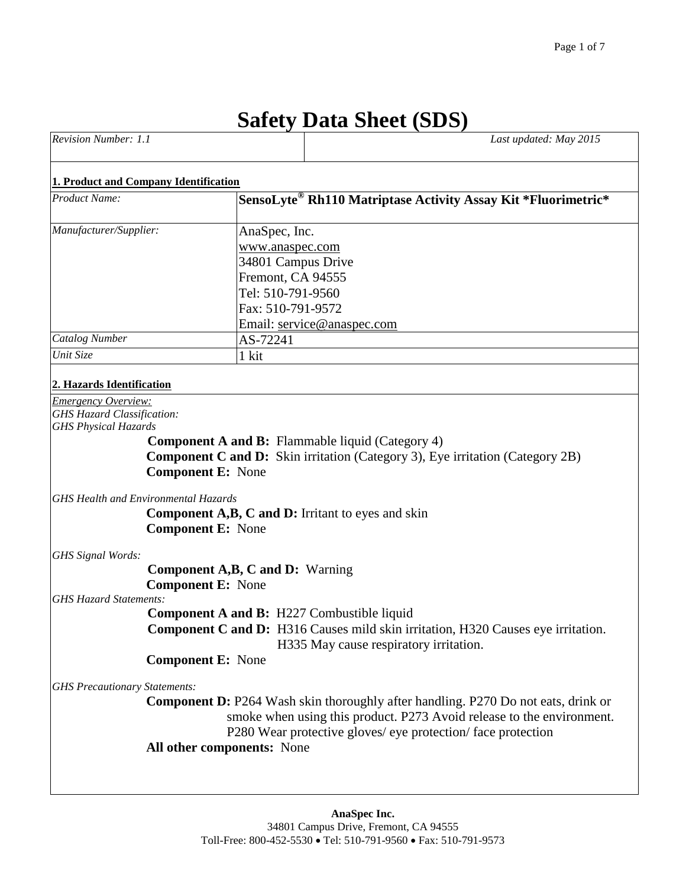# Safety Data Sheet (SDS)

| *Revision Number: 1.1* | *Last updated: May 2015* |
|---|---|

## 1. Product and Company Identification

| | |
|---|---|
| *Product Name:* | **SensoLyte® Rh110 Matriptase Activity Assay Kit *Fluorimetric*** |
| *Manufacturer/Supplier:* | AnaSpec, Inc.<br>www.anaspec.com<br>34801 Campus Drive<br>Fremont, CA 94555<br>Tel: 510-791-9560<br>Fax: 510-791-9572<br>Email: service@anaspec.com |
| *Catalog Number* | AS-72241 |
| *Unit Size* | 1 kit |

## 2. Hazards Identification

*Emergency Overview:*
*GHS Hazard Classification:*
*GHS Physical Hazards*

**Component A and B:** Flammable liquid (Category 4)
**Component C and D:** Skin irritation (Category 3), Eye irritation (Category 2B)
**Component E:** None

*GHS Health and Environmental Hazards*

**Component A,B, C and D:** Irritant to eyes and skin
**Component E:** None

*GHS Signal Words:*

**Component A,B, C and D:** Warning
**Component E:** None

*GHS Hazard Statements:*

**Component A and B:** H227 Combustible liquid
**Component C and D:** H316 Causes mild skin irritation, H320 Causes eye irritation. H335 May cause respiratory irritation.
**Component E:** None

*GHS Precautionary Statements:*

**Component D:** P264 Wash skin thoroughly after handling. P270 Do not eats, drink or smoke when using this product. P273 Avoid release to the environment. P280 Wear protective gloves/ eye protection/ face protection
**All other components:** None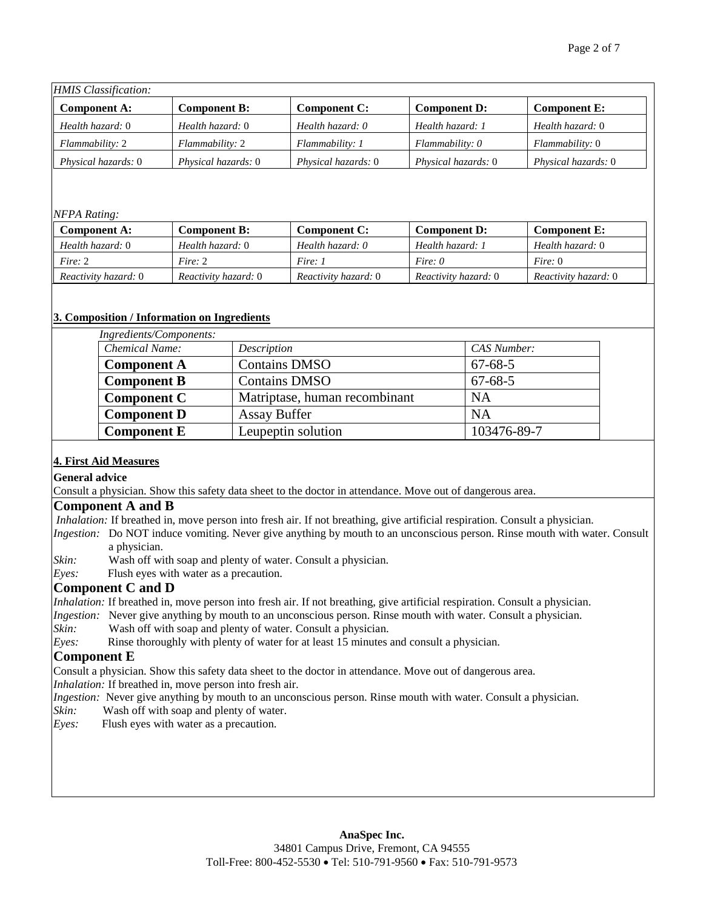*HMIS Classification:*

| **Component A:** | **Component B:** | **Component C:** | **Component D:** | **Component E:** |
|---|---|---|---|---|
| *Health hazard:* 0 | *Health hazard:* 0 | *Health hazard: 0* | *Health hazard: 1* | *Health hazard:* 0 |
| *Flammability:* 2 | *Flammability:* 2 | *Flammability: 1* | *Flammability: 0* | *Flammability:* 0 |
| *Physical hazards:* 0 | *Physical hazards:* 0 | *Physical hazards:* 0 | *Physical hazards:* 0 | *Physical hazards:* 0 |

*NFPA Rating:*

| **Component A:** | **Component B:** | **Component C:** | **Component D:** | **Component E:** |
|---|---|---|---|---|
| *Health hazard:* 0 | *Health hazard:* 0 | *Health hazard: 0* | *Health hazard: 1* | *Health hazard:* 0 |
| *Fire:* 2 | *Fire:* 2 | *Fire: 1* | *Fire: 0* | *Fire:* 0 |
| *Reactivity hazard:* 0 | *Reactivity hazard:* 0 | *Reactivity hazard:* 0 | *Reactivity hazard:* 0 | *Reactivity hazard:* 0 |

## 3. Composition / Information on Ingredients

*Ingredients/Components:*

| *Chemical Name:* | *Description* | *CAS Number:* |
|---|---|---|
| **Component A** | Contains DMSO | 67-68-5 |
| **Component B** | Contains DMSO | 67-68-5 |
| **Component C** | Matriptase, human recombinant | NA |
| **Component D** | Assay Buffer | NA |
| **Component E** | Leupeptin solution | 103476-89-7 |

## 4. First Aid Measures

**General advice**

Consult a physician. Show this safety data sheet to the doctor in attendance. Move out of dangerous area.

### Component A and B

*Inhalation:* If breathed in, move person into fresh air. If not breathing, give artificial respiration. Consult a physician.

*Ingestion:* Do NOT induce vomiting. Never give anything by mouth to an unconscious person. Rinse mouth with water. Consult a physician.

*Skin:* Wash off with soap and plenty of water. Consult a physician.

*Eyes:* Flush eyes with water as a precaution.

### Component C and D

*Inhalation:* If breathed in, move person into fresh air. If not breathing, give artificial respiration. Consult a physician.

*Ingestion:* Never give anything by mouth to an unconscious person. Rinse mouth with water. Consult a physician.

*Skin:* Wash off with soap and plenty of water. Consult a physician.

*Eyes:* Rinse thoroughly with plenty of water for at least 15 minutes and consult a physician.

### Component E

Consult a physician. Show this safety data sheet to the doctor in attendance. Move out of dangerous area.

*Inhalation:* If breathed in, move person into fresh air.

*Ingestion:* Never give anything by mouth to an unconscious person. Rinse mouth with water. Consult a physician.

*Skin:* Wash off with soap and plenty of water.

*Eyes:* Flush eyes with water as a precaution.

**AnaSpec Inc.**
34801 Campus Drive, Fremont, CA 94555
Toll-Free: 800-452-5530 • Tel: 510-791-9560 • Fax: 510-791-9573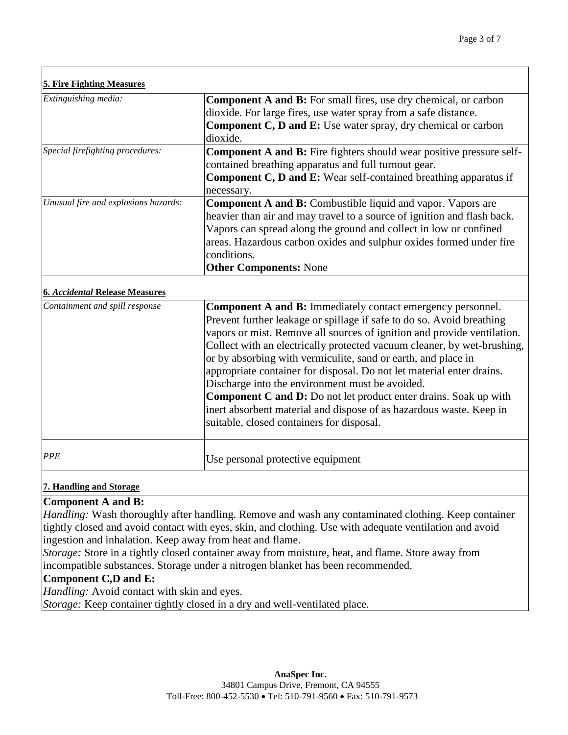## 5. Fire Fighting Measures

| | |
|---|---|
| *Extinguishing media:* | **Component A and B:** For small fires, use dry chemical, or carbon dioxide. For large fires, use water spray from a safe distance. **Component C, D and E:** Use water spray, dry chemical or carbon dioxide. |
| *Special firefighting procedures:* | **Component A and B:** Fire fighters should wear positive pressure self-contained breathing apparatus and full turnout gear. **Component C, D and E:** Wear self-contained breathing apparatus if necessary. |
| *Unusual fire and explosions hazards:* | **Component A and B:** Combustible liquid and vapor. Vapors are heavier than air and may travel to a source of ignition and flash back. Vapors can spread along the ground and collect in low or confined areas. Hazardous carbon oxides and sulphur oxides formed under fire conditions. **Other Components:** None |

## 6. *Accidental* Release Measures

| | |
|---|---|
| *Containment and spill response* | **Component A and B:** Immediately contact emergency personnel. Prevent further leakage or spillage if safe to do so. Avoid breathing vapors or mist. Remove all sources of ignition and provide ventilation. Collect with an electrically protected vacuum cleaner, by wet-brushing, or by absorbing with vermiculite, sand or earth, and place in appropriate container for disposal. Do not let material enter drains. Discharge into the environment must be avoided. **Component C and D:** Do not let product enter drains. Soak up with inert absorbent material and dispose of as hazardous waste. Keep in suitable, closed containers for disposal. |
| *PPE* | Use personal protective equipment |

## 7. Handling and Storage

**Component A and B:**

*Handling:* Wash thoroughly after handling. Remove and wash any contaminated clothing. Keep container tightly closed and avoid contact with eyes, skin, and clothing. Use with adequate ventilation and avoid ingestion and inhalation. Keep away from heat and flame.

*Storage:* Store in a tightly closed container away from moisture, heat, and flame. Store away from incompatible substances. Storage under a nitrogen blanket has been recommended.

**Component C,D and E:**

*Handling:* Avoid contact with skin and eyes.

*Storage:* Keep container tightly closed in a dry and well-ventilated place.

**AnaSpec Inc.**
34801 Campus Drive, Fremont, CA 94555
Toll-Free: 800-452-5530 • Tel: 510-791-9560 • Fax: 510-791-9573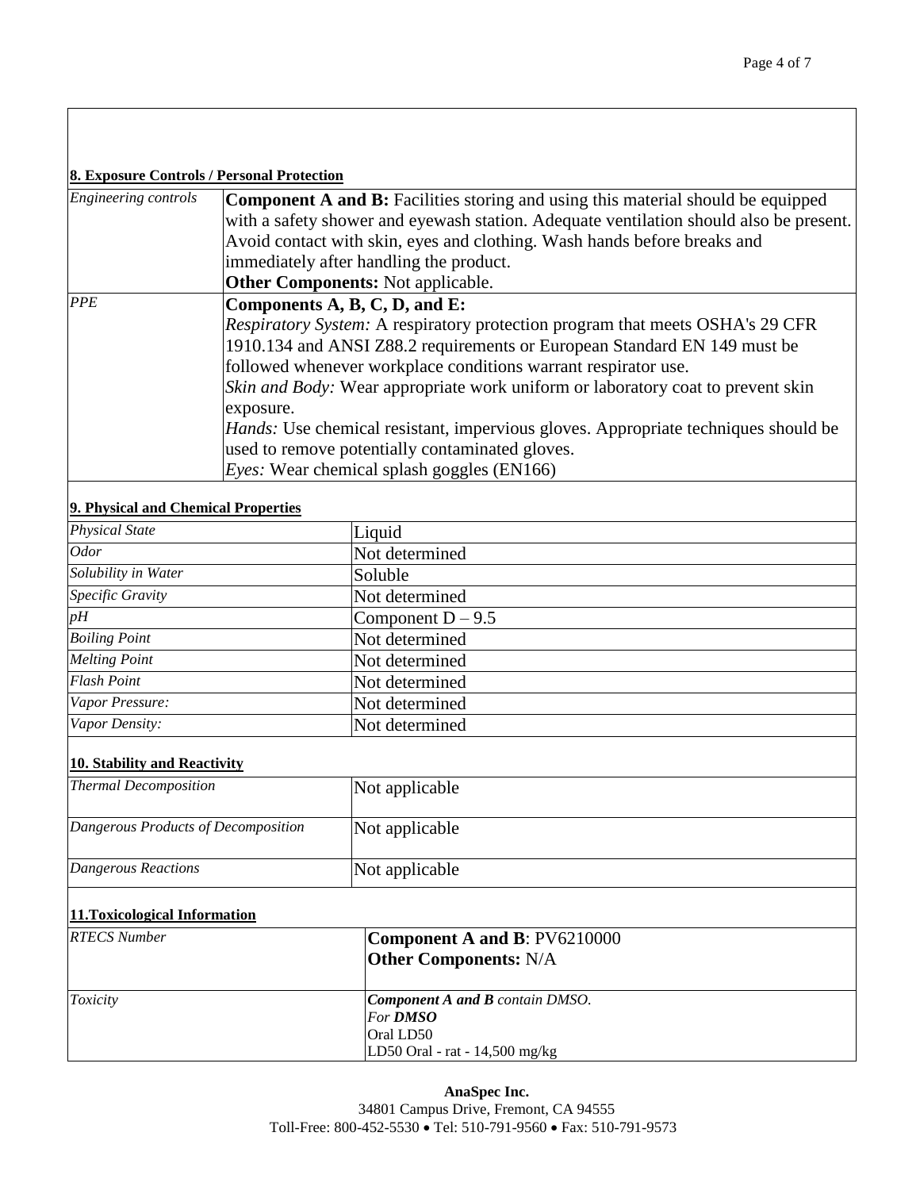## 8. Exposure Controls / Personal Protection

| | |
|---|---|
| *Engineering controls* | **Component A and B:** Facilities storing and using this material should be equipped with a safety shower and eyewash station. Adequate ventilation should also be present. Avoid contact with skin, eyes and clothing. Wash hands before breaks and immediately after handling the product.<br>**Other Components:** Not applicable. |
| *PPE* | **Components A, B, C, D, and E:**<br>*Respiratory System:* A respiratory protection program that meets OSHA's 29 CFR 1910.134 and ANSI Z88.2 requirements or European Standard EN 149 must be followed whenever workplace conditions warrant respirator use.<br>*Skin and Body:* Wear appropriate work uniform or laboratory coat to prevent skin exposure.<br>*Hands:* Use chemical resistant, impervious gloves. Appropriate techniques should be used to remove potentially contaminated gloves.<br>*Eyes:* Wear chemical splash goggles (EN166) |

## 9. Physical and Chemical Properties

| | |
|---|---|
| *Physical State* | Liquid |
| *Odor* | Not determined |
| *Solubility in Water* | Soluble |
| *Specific Gravity* | Not determined |
| *pH* | Component D – 9.5 |
| *Boiling Point* | Not determined |
| *Melting Point* | Not determined |
| *Flash Point* | Not determined |
| *Vapor Pressure:* | Not determined |
| *Vapor Density:* | Not determined |

## 10. Stability and Reactivity

| | |
|---|---|
| *Thermal Decomposition* | Not applicable |
| *Dangerous Products of Decomposition* | Not applicable |
| *Dangerous Reactions* | Not applicable |

## 11.Toxicological Information

| | |
|---|---|
| *RTECS Number* | **Component A and B**: PV6210000<br>**Other Components:** N/A |
| *Toxicity* | ***Component A and B** contain DMSO.*<br>*For **DMSO***<br>Oral LD50<br>LD50 Oral - rat - 14,500 mg/kg |

**AnaSpec Inc.**
34801 Campus Drive, Fremont, CA 94555
Toll-Free: 800-452-5530 • Tel: 510-791-9560 • Fax: 510-791-9573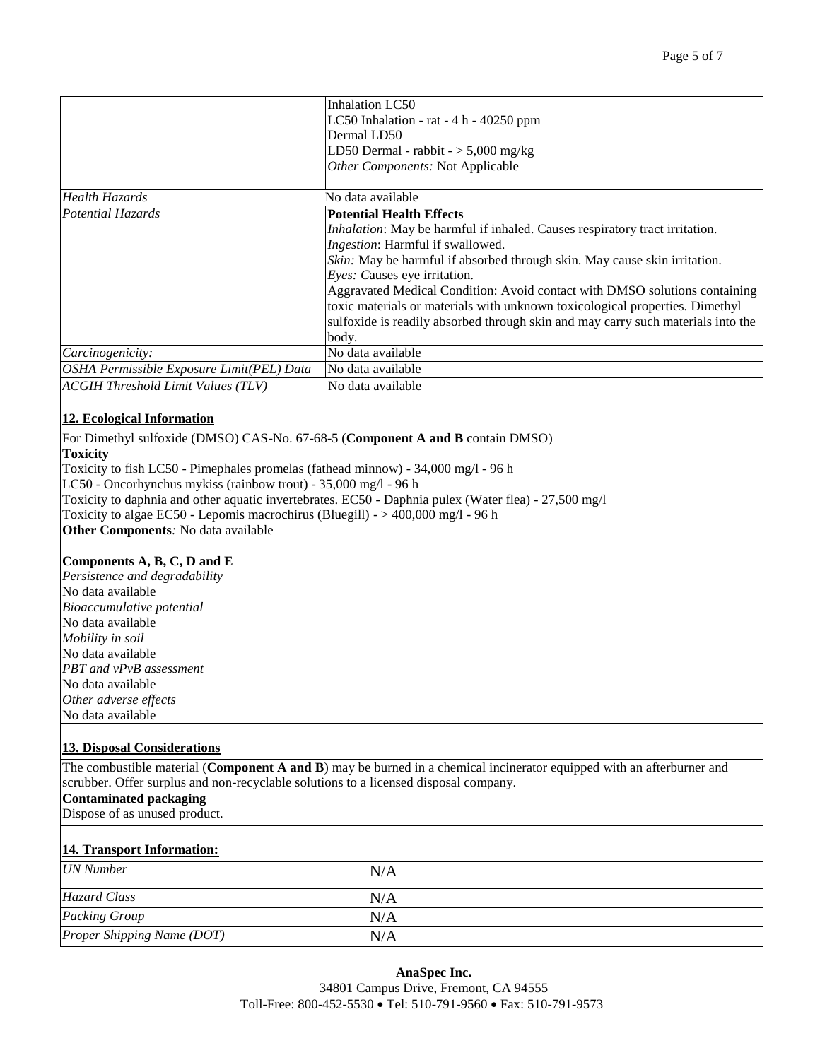| | |
|---|---|
| | Inhalation LC50<br>LC50 Inhalation - rat - 4 h - 40250 ppm<br>Dermal LD50<br>LD50 Dermal - rabbit - > 5,000 mg/kg<br>*Other Components:* Not Applicable |
| *Health Hazards* | No data available |
| *Potential Hazards* | **Potential Health Effects**<br>*Inhalation*: May be harmful if inhaled. Causes respiratory tract irritation.<br>*Ingestion*: Harmful if swallowed.<br>*Skin:* May be harmful if absorbed through skin. May cause skin irritation.<br>*Eyes: C*auses eye irritation.<br>Aggravated Medical Condition: Avoid contact with DMSO solutions containing toxic materials or materials with unknown toxicological properties. Dimethyl sulfoxide is readily absorbed through skin and may carry such materials into the body. |
| *Carcinogenicity:* | No data available |
| *OSHA Permissible Exposure Limit(PEL) Data* | No data available |
| *ACGIH Threshold Limit Values (TLV)* | No data available |

## 12. Ecological Information

For Dimethyl sulfoxide (DMSO) CAS-No. 67-68-5 (**Component A and B** contain DMSO)

**Toxicity**

Toxicity to fish LC50 - Pimephales promelas (fathead minnow) - 34,000 mg/l - 96 h
LC50 - Oncorhynchus mykiss (rainbow trout) - 35,000 mg/l - 96 h
Toxicity to daphnia and other aquatic invertebrates. EC50 - Daphnia pulex (Water flea) - 27,500 mg/l
Toxicity to algae EC50 - Lepomis macrochirus (Bluegill) - > 400,000 mg/l - 96 h

**Other Components***:* No data available

**Components A, B, C, D and E**

*Persistence and degradability*
No data available
*Bioaccumulative potential*
No data available
*Mobility in soil*
No data available
*PBT and vPvB assessment*
No data available
*Other adverse effects*
No data available

## 13. Disposal Considerations

The combustible material (**Component A and B**) may be burned in a chemical incinerator equipped with an afterburner and scrubber. Offer surplus and non-recyclable solutions to a licensed disposal company.

**Contaminated packaging**

Dispose of as unused product.

## 14. Transport Information:

| | |
|---|---|
| *UN Number* | N/A |
| *Hazard Class* | N/A |
| *Packing Group* | N/A |
| *Proper Shipping Name (DOT)* | N/A |

**AnaSpec Inc.**
34801 Campus Drive, Fremont, CA 94555
Toll-Free: 800-452-5530 • Tel: 510-791-9560 • Fax: 510-791-9573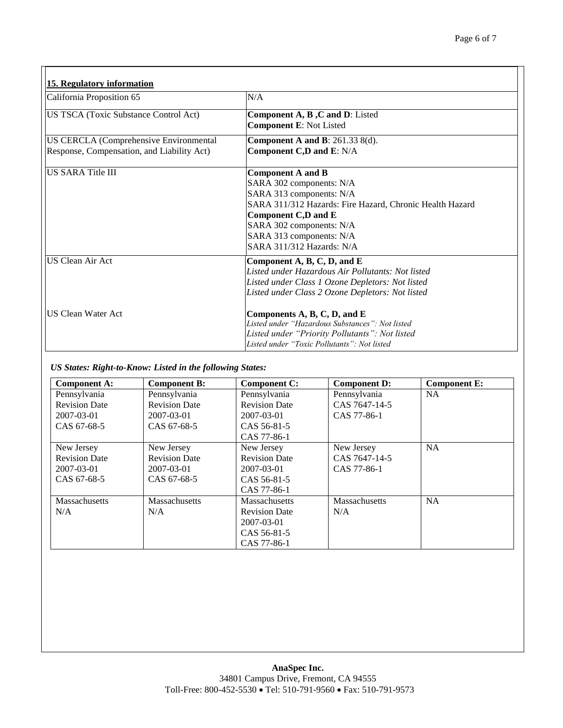## 15. Regulatory information

| | |
|---|---|
| California Proposition 65 | N/A |
| US TSCA (Toxic Substance Control Act) | **Component A, B ,C and D**: Listed<br>**Component E**: Not Listed |
| US CERCLA (Comprehensive Environmental Response, Compensation, and Liability Act) | **Component A and B**: 261.33 8(d).<br>**Component C,D and E**: N/A |
| US SARA Title III | **Component A and B**<br>SARA 302 components: N/A<br>SARA 313 components: N/A<br>SARA 311/312 Hazards: Fire Hazard, Chronic Health Hazard<br>**Component C,D and E**<br>SARA 302 components: N/A<br>SARA 313 components: N/A<br>SARA 311/312 Hazards: N/A |
| US Clean Air Act | **Component A, B, C, D, and E**<br>*Listed under Hazardous Air Pollutants: Not listed*<br>*Listed under Class 1 Ozone Depletors: Not listed*<br>*Listed under Class 2 Ozone Depletors: Not listed* |
| US Clean Water Act | **Components A, B, C, D, and E**<br>*Listed under "Hazardous Substances": Not listed*<br>*Listed under "Priority Pollutants": Not listed*<br>*Listed under "Toxic Pollutants": Not listed* |

***US States: Right-to-Know: Listed in the following States:***

| **Component A:** | **Component B:** | **Component C:** | **Component D:** | **Component E:** |
|---|---|---|---|---|
| Pennsylvania<br>Revision Date<br>2007-03-01<br>CAS 67-68-5 | Pennsylvania<br>Revision Date<br>2007-03-01<br>CAS 67-68-5 | Pennsylvania<br>Revision Date<br>2007-03-01<br>CAS 56-81-5<br>CAS 77-86-1 | Pennsylvania<br>CAS 7647-14-5<br>CAS 77-86-1 | NA |
| New Jersey<br>Revision Date<br>2007-03-01<br>CAS 67-68-5 | New Jersey<br>Revision Date<br>2007-03-01<br>CAS 67-68-5 | New Jersey<br>Revision Date<br>2007-03-01<br>CAS 56-81-5<br>CAS 77-86-1 | New Jersey<br>CAS 7647-14-5<br>CAS 77-86-1 | NA |
| Massachusetts<br>N/A | Massachusetts<br>N/A | Massachusetts<br>Revision Date<br>2007-03-01<br>CAS 56-81-5<br>CAS 77-86-1 | Massachusetts<br>N/A | NA |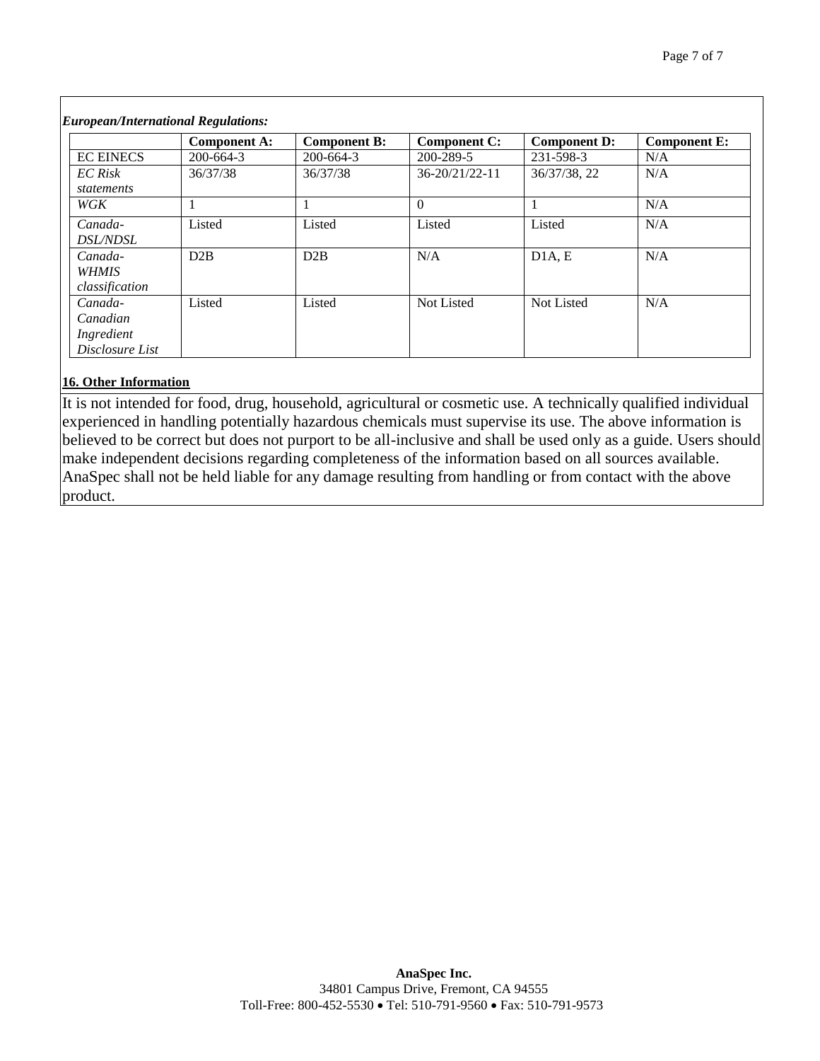***European/International Regulations:***

| | **Component A:** | **Component B:** | **Component C:** | **Component D:** | **Component E:** |
|---|---|---|---|---|---|
| EC EINECS | 200-664-3 | 200-664-3 | 200-289-5 | 231-598-3 | N/A |
| *EC Risk statements* | 36/37/38 | 36/37/38 | 36-20/21/22-11 | 36/37/38, 22 | N/A |
| *WGK* | 1 | 1 | 0 | 1 | N/A |
| *Canada-DSL/NDSL* | Listed | Listed | Listed | Listed | N/A |
| *Canada-WHMIS classification* | D2B | D2B | N/A | D1A, E | N/A |
| *Canada-Canadian Ingredient Disclosure List* | Listed | Listed | Not Listed | Not Listed | N/A |

## 16. Other Information

It is not intended for food, drug, household, agricultural or cosmetic use. A technically qualified individual experienced in handling potentially hazardous chemicals must supervise its use. The above information is believed to be correct but does not purport to be all-inclusive and shall be used only as a guide. Users should make independent decisions regarding completeness of the information based on all sources available. AnaSpec shall not be held liable for any damage resulting from handling or from contact with the above product.

**AnaSpec Inc.**
34801 Campus Drive, Fremont, CA 94555
Toll-Free: 800-452-5530 • Tel: 510-791-9560 • Fax: 510-791-9573